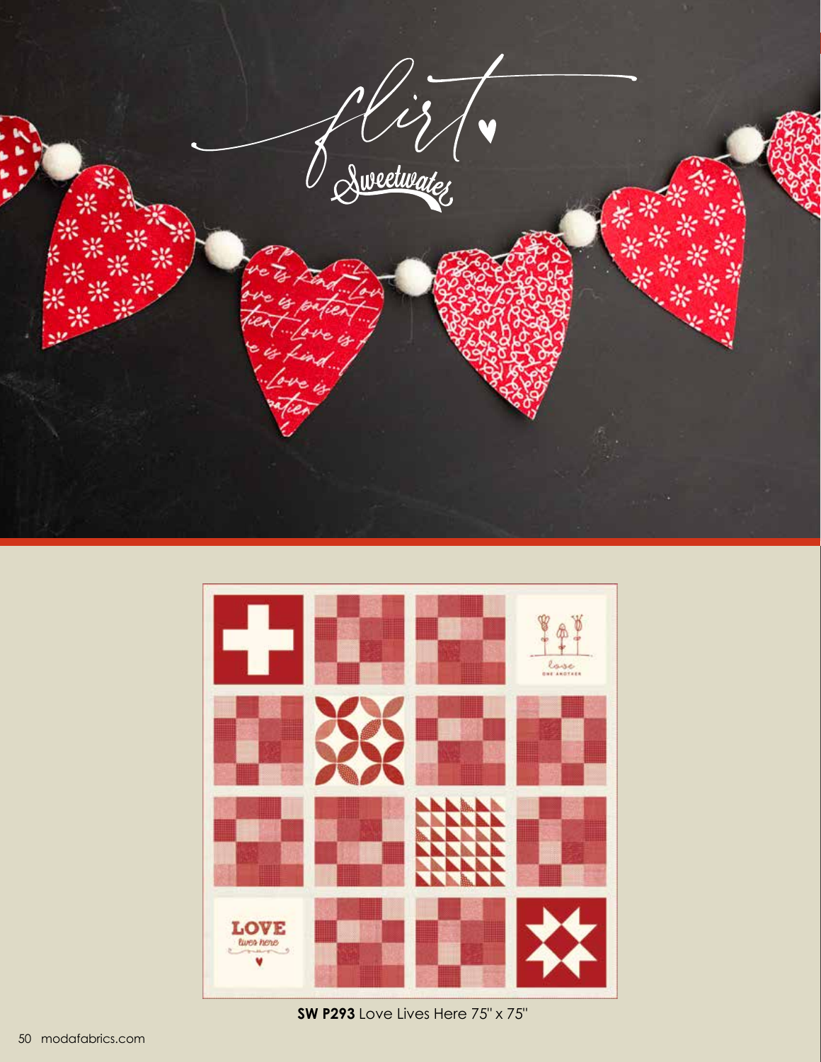# flirt

Sweetwater

**SW P293** Love Lives Here 75" x 75"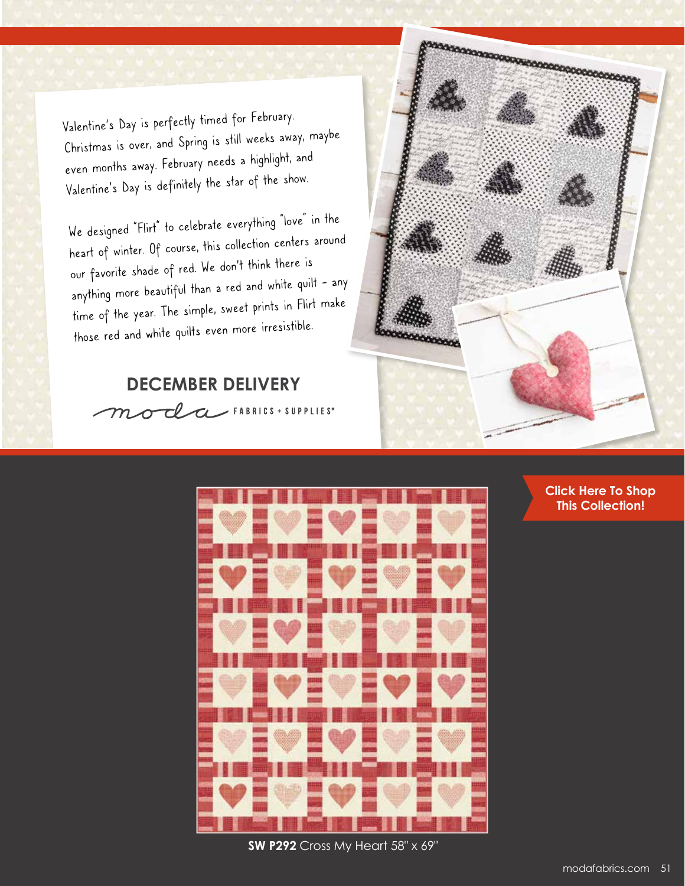Valentine's Day is perfectly timed for February. Christmas is over, and Spring is still weeks away, maybe even months away. February needs a highlight, and Valentine's Day is definitely the star of the show.

We designed "Flirt" to celebrate everything "love" in the heart of winter. Of course, this collection centers around our favorite shade of red. We don't think there is anything more beautiful than a red and white quilt - any time of the year. The simple, sweet prints in Flirt make those red and white quilts even more irresistible.

## DECEMBER DELIVERY

moda FABRICS + SUPPLIES®

**Click Here To Shop This Collection!**

**SW P292** Cross My Heart 58" x 69"

modafabrics.com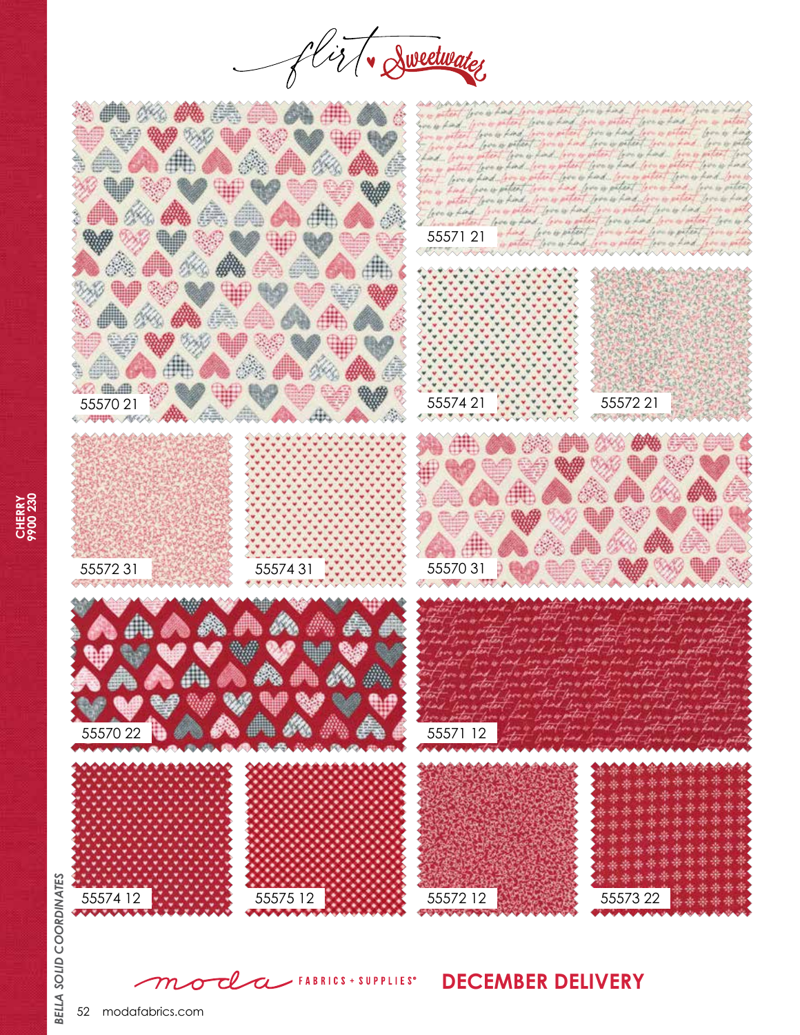# flirt · Sweetwater

55570 21

55571 21

55574 21

55572 21

55572 31

55574 31

55570 31

55570 22

55571 12

55574 12

55575 12

55572 12

55573 22

CHERRY
9900 230

BELLA SOLID COORDINATES

moda FABRICS + SUPPLIES®

**DECEMBER DELIVERY**

modafabrics.com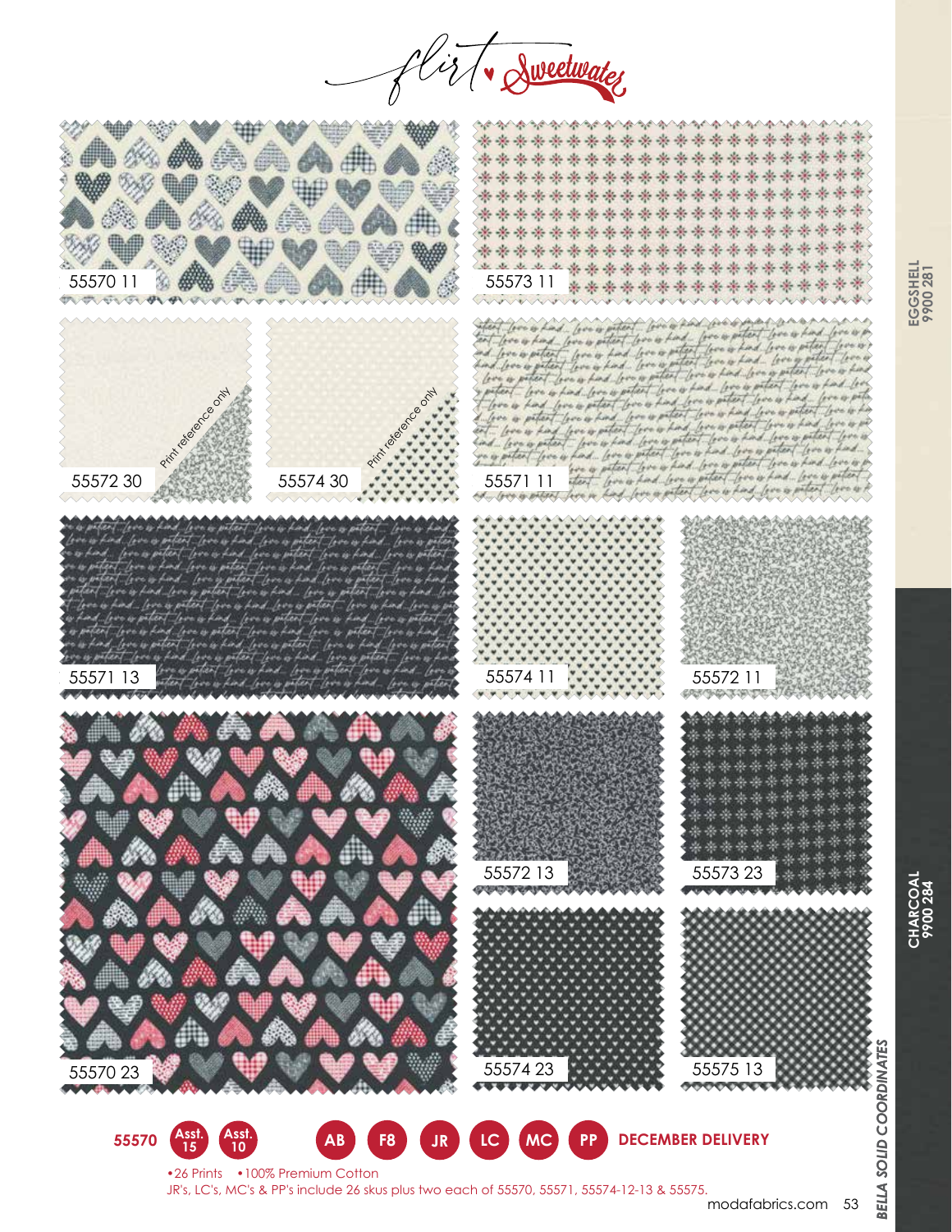# flirt ♥ Sweetwater

55570 11

55573 11

55572 30 — Print reference only

55574 30 — Print reference only

55571 11

55571 13

55574 11

55572 11

55570 23

55572 13

55573 23

55574 23

55575 13

EGGSHELL 9900 281

CHARCOAL 9900 284

BELLA SOLID COORDINATES

**55570** Asst. 15 Asst. 10 AB F8 JR LC MC PP **DECEMBER DELIVERY**

•26 Prints •100% Premium Cotton

JR's, LC's, MC's & PP's include 26 skus plus two each of 55570, 55571, 55574-12-13 & 55575.

modafabrics.com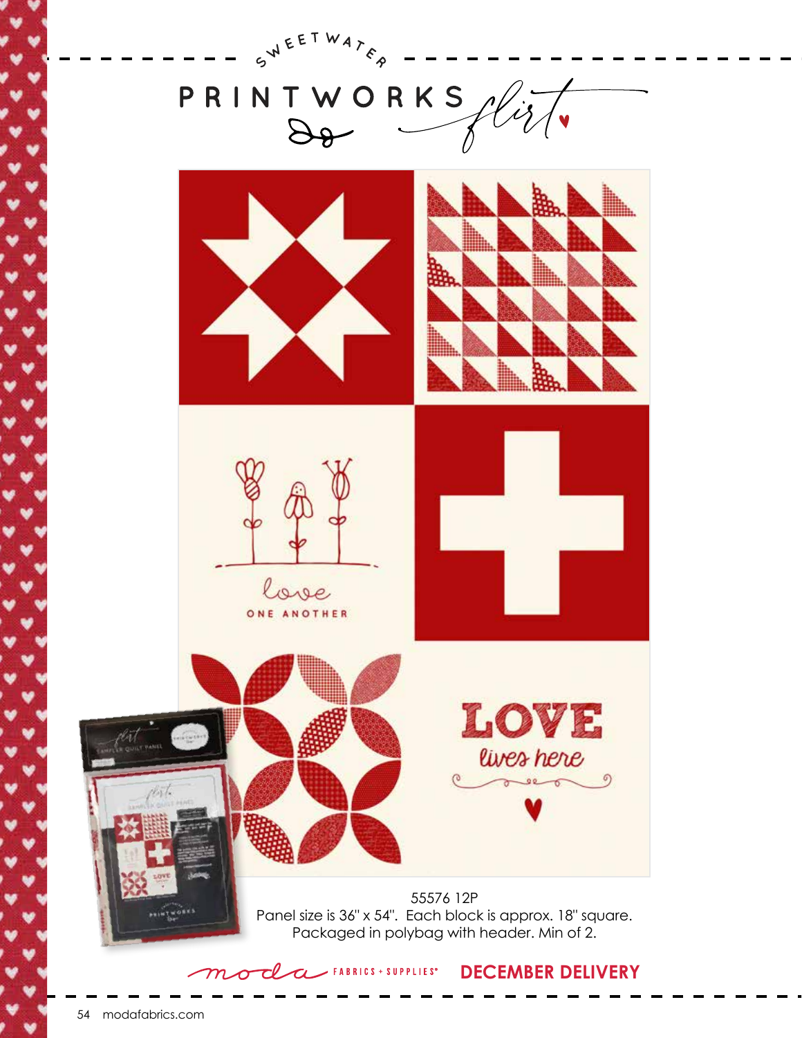SWEETWATER

# PRINTWORKS *flirt*

love

ONE ANOTHER

LOVE

*lives here*

55576 12P

Panel size is 36" x 54". Each block is approx. 18" square.
Packaged in polybag with header. Min of 2.

moda FABRICS + SUPPLIES® **DECEMBER DELIVERY**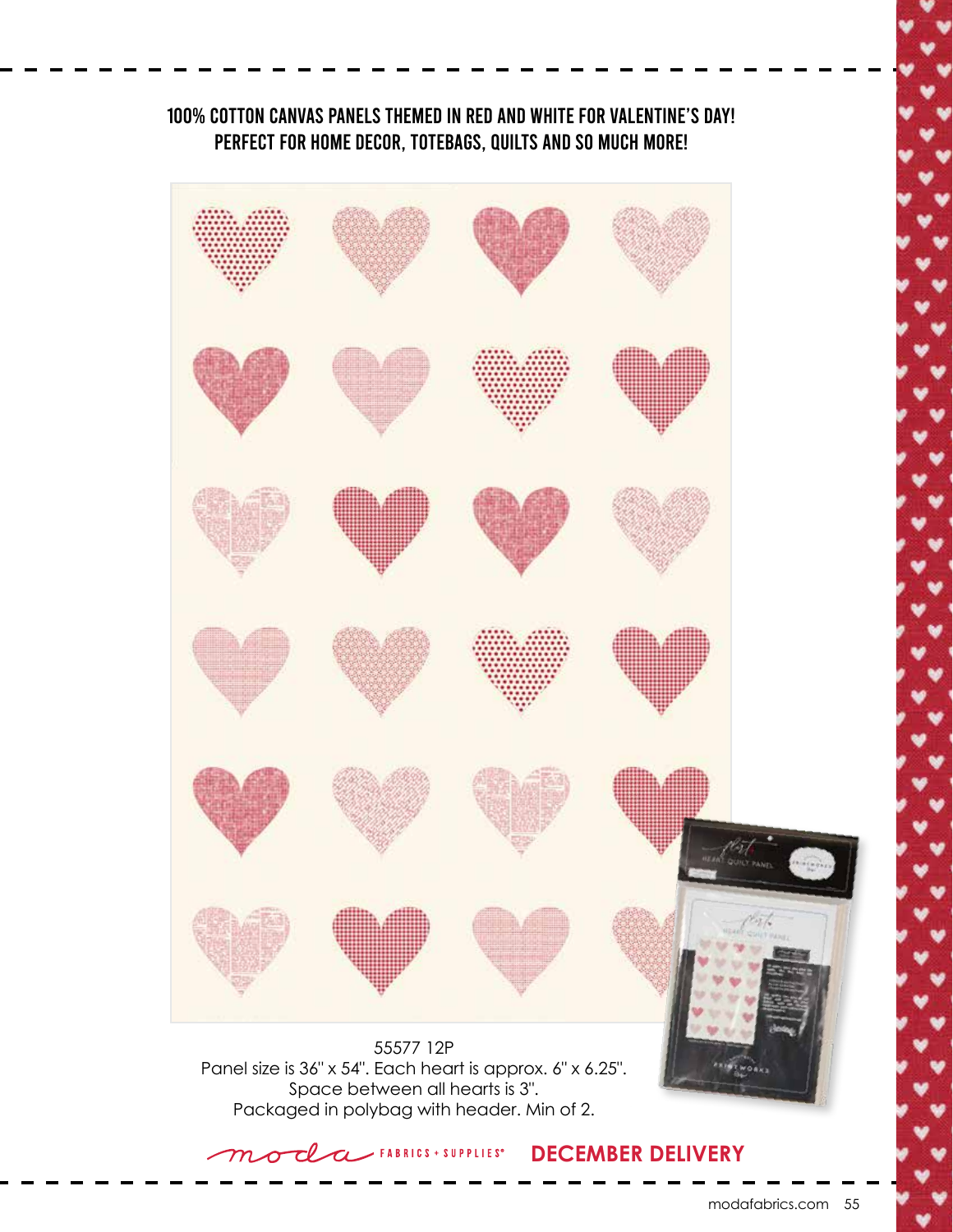**100% COTTON CANVAS PANELS THEMED IN RED AND WHITE FOR VALENTINE'S DAY! PERFECT FOR HOME DECOR, TOTEBAGS, QUILTS AND SO MUCH MORE!**

55577 12P

Panel size is 36" x 54". Each heart is approx. 6" x 6.25".

Space between all hearts is 3".

Packaged in polybag with header. Min of 2.

moda FABRICS + SUPPLIES® **DECEMBER DELIVERY**

modafabrics.com